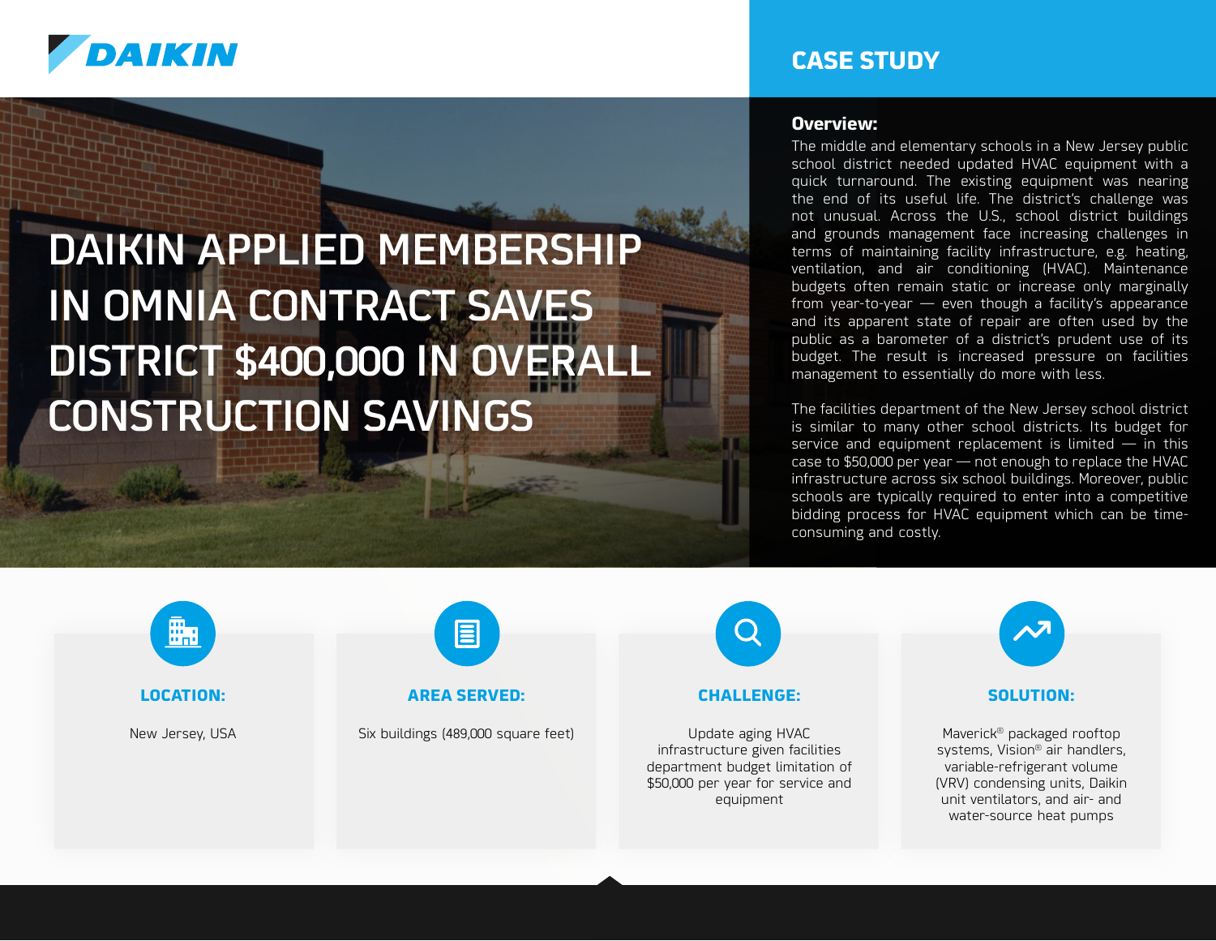# DAIKIN APPLIED MEMBERSHIP IN OMNIA CONTRACT SAVES DISTRICT $400,000 IN OVERALL CONSTRUCTION SAVINGS

## CASE STUDY

### Overview:

The middle and elementary schools in a New Jersey public school district needed updated HVAC equipment with a quick turnaround. The existing equipment was nearing the end of its useful life. The district's challenge was not unusual. Across the U.S., school district buildings and grounds management face increasing challenges in terms of maintaining facility infrastructure, e.g. heating, ventilation, and air conditioning (HVAC). Maintenance budgets often remain static or increase only marginally from year-to-year — even though a facility's appearance and its apparent state of repair are often used by the public as a barometer of a district's prudent use of its budget. The result is increased pressure on facilities management to essentially do more with less.

The facilities department of the New Jersey school district is similar to many other school districts. Its budget for service and equipment replacement is limited — in this case to $50,000 per year — not enough to replace the HVAC infrastructure across six school buildings. Moreover, public schools are typically required to enter into a competitive bidding process for HVAC equipment which can be time-consuming and costly.

**LOCATION:**

New Jersey, USA

**AREA SERVED:**

Six buildings (489,000 square feet)

**CHALLENGE:**

Update aging HVAC infrastructure given facilities department budget limitation of $50,000 per year for service and equipment

**SOLUTION:**

Maverick® packaged rooftop systems, Vision® air handlers, variable-refrigerant volume (VRV) condensing units, Daikin unit ventilators, and air- and water-source heat pumps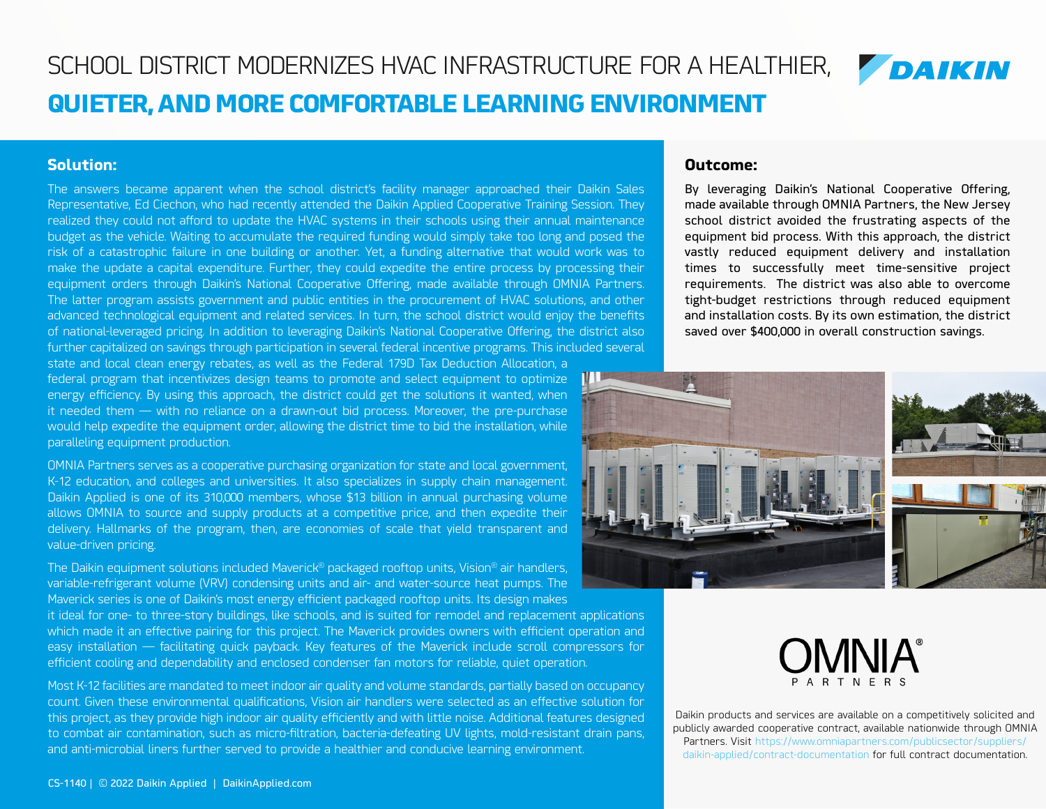# SCHOOL DISTRICT MODERNIZES HVAC INFRASTRUCTURE FOR A HEALTHIER, QUIETER, AND MORE COMFORTABLE LEARNING ENVIRONMENT

## Solution:

The answers became apparent when the school district's facility manager approached their Daikin Sales Representative, Ed Ciechon, who had recently attended the Daikin Applied Cooperative Training Session. They realized they could not afford to update the HVAC systems in their schools using their annual maintenance budget as the vehicle. Waiting to accumulate the required funding would simply take too long and posed the risk of a catastrophic failure in one building or another. Yet, a funding alternative that would work was to make the update a capital expenditure. Further, they could expedite the entire process by processing their equipment orders through Daikin's National Cooperative Offering, made available through OMNIA Partners. The latter program assists government and public entities in the procurement of HVAC solutions, and other advanced technological equipment and related services. In turn, the school district would enjoy the benefits of national-leveraged pricing. In addition to leveraging Daikin's National Cooperative Offering, the district also further capitalized on savings through participation in several federal incentive programs. This included several state and local clean energy rebates, as well as the Federal 179D Tax Deduction Allocation, a federal program that incentivizes design teams to promote and select equipment to optimize energy efficiency. By using this approach, the district could get the solutions it wanted, when it needed them — with no reliance on a drawn-out bid process. Moreover, the pre-purchase would help expedite the equipment order, allowing the district time to bid the installation, while paralleling equipment production.

OMNIA Partners serves as a cooperative purchasing organization for state and local government, K-12 education, and colleges and universities. It also specializes in supply chain management. Daikin Applied is one of its 310,000 members, whose $13 billion in annual purchasing volume allows OMNIA to source and supply products at a competitive price, and then expedite their delivery. Hallmarks of the program, then, are economies of scale that yield transparent and value-driven pricing.

The Daikin equipment solutions included Maverick® packaged rooftop units, Vision® air handlers, variable-refrigerant volume (VRV) condensing units and air- and water-source heat pumps. The Maverick series is one of Daikin's most energy efficient packaged rooftop units. Its design makes it ideal for one- to three-story buildings, like schools, and is suited for remodel and replacement applications which made it an effective pairing for this project. The Maverick provides owners with efficient operation and easy installation — facilitating quick payback. Key features of the Maverick include scroll compressors for efficient cooling and dependability and enclosed condenser fan motors for reliable, quiet operation.

Most K-12 facilities are mandated to meet indoor air quality and volume standards, partially based on occupancy count. Given these environmental qualifications, Vision air handlers were selected as an effective solution for this project, as they provide high indoor air quality efficiently and with little noise. Additional features designed to combat air contamination, such as micro-filtration, bacteria-defeating UV lights, mold-resistant drain pans, and anti-microbial liners further served to provide a healthier and conducive learning environment.

## Outcome:

By leveraging Daikin's National Cooperative Offering, made available through OMNIA Partners, the New Jersey school district avoided the frustrating aspects of the equipment bid process. With this approach, the district vastly reduced equipment delivery and installation times to successfully meet time-sensitive project requirements. The district was also able to overcome tight-budget restrictions through reduced equipment and installation costs. By its own estimation, the district saved over $400,000 in overall construction savings.

Daikin products and services are available on a competitively solicited and publicly awarded cooperative contract, available nationwide through OMNIA Partners. Visit https://www.omniapartners.com/publicsector/suppliers/daikin-applied/contract-documentation for full contract documentation.

CS-1140 | © 2022 Daikin Applied | DaikinApplied.com